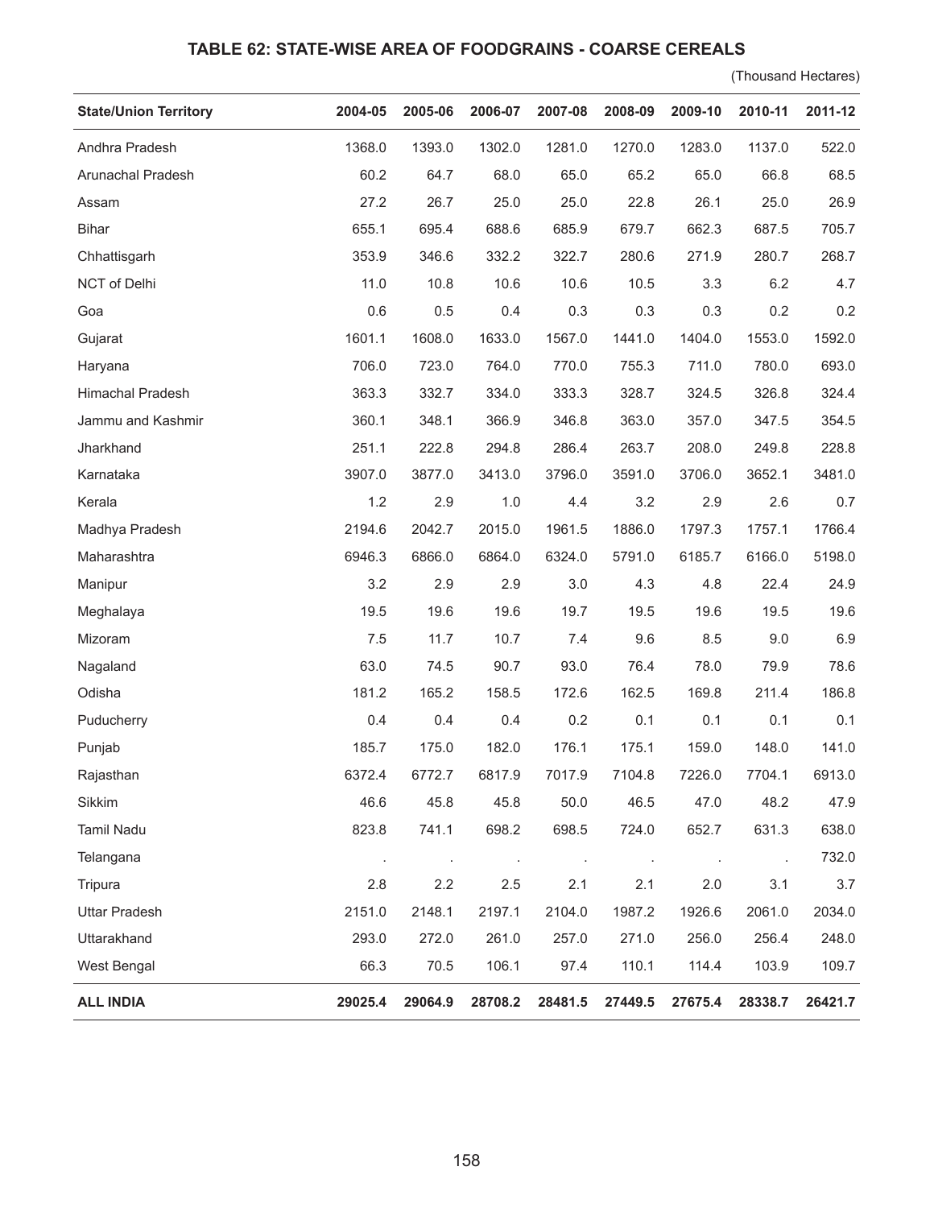# TABLE 62: STATE-WISE AREA OF FOODGRAINS - COARSE CEREALS

(Thousand Hectares)

| State/Union Territory | 2004-05 | 2005-06 | 2006-07 | 2007-08 | 2008-09 | 2009-10 | 2010-11 | 2011-12 |
|---|---|---|---|---|---|---|---|---|
| Andhra Pradesh | 1368.0 | 1393.0 | 1302.0 | 1281.0 | 1270.0 | 1283.0 | 1137.0 | 522.0 |
| Arunachal Pradesh | 60.2 | 64.7 | 68.0 | 65.0 | 65.2 | 65.0 | 66.8 | 68.5 |
| Assam | 27.2 | 26.7 | 25.0 | 25.0 | 22.8 | 26.1 | 25.0 | 26.9 |
| Bihar | 655.1 | 695.4 | 688.6 | 685.9 | 679.7 | 662.3 | 687.5 | 705.7 |
| Chhattisgarh | 353.9 | 346.6 | 332.2 | 322.7 | 280.6 | 271.9 | 280.7 | 268.7 |
| NCT of Delhi | 11.0 | 10.8 | 10.6 | 10.6 | 10.5 | 3.3 | 6.2 | 4.7 |
| Goa | 0.6 | 0.5 | 0.4 | 0.3 | 0.3 | 0.3 | 0.2 | 0.2 |
| Gujarat | 1601.1 | 1608.0 | 1633.0 | 1567.0 | 1441.0 | 1404.0 | 1553.0 | 1592.0 |
| Haryana | 706.0 | 723.0 | 764.0 | 770.0 | 755.3 | 711.0 | 780.0 | 693.0 |
| Himachal Pradesh | 363.3 | 332.7 | 334.0 | 333.3 | 328.7 | 324.5 | 326.8 | 324.4 |
| Jammu and Kashmir | 360.1 | 348.1 | 366.9 | 346.8 | 363.0 | 357.0 | 347.5 | 354.5 |
| Jharkhand | 251.1 | 222.8 | 294.8 | 286.4 | 263.7 | 208.0 | 249.8 | 228.8 |
| Karnataka | 3907.0 | 3877.0 | 3413.0 | 3796.0 | 3591.0 | 3706.0 | 3652.1 | 3481.0 |
| Kerala | 1.2 | 2.9 | 1.0 | 4.4 | 3.2 | 2.9 | 2.6 | 0.7 |
| Madhya Pradesh | 2194.6 | 2042.7 | 2015.0 | 1961.5 | 1886.0 | 1797.3 | 1757.1 | 1766.4 |
| Maharashtra | 6946.3 | 6866.0 | 6864.0 | 6324.0 | 5791.0 | 6185.7 | 6166.0 | 5198.0 |
| Manipur | 3.2 | 2.9 | 2.9 | 3.0 | 4.3 | 4.8 | 22.4 | 24.9 |
| Meghalaya | 19.5 | 19.6 | 19.6 | 19.7 | 19.5 | 19.6 | 19.5 | 19.6 |
| Mizoram | 7.5 | 11.7 | 10.7 | 7.4 | 9.6 | 8.5 | 9.0 | 6.9 |
| Nagaland | 63.0 | 74.5 | 90.7 | 93.0 | 76.4 | 78.0 | 79.9 | 78.6 |
| Odisha | 181.2 | 165.2 | 158.5 | 172.6 | 162.5 | 169.8 | 211.4 | 186.8 |
| Puducherry | 0.4 | 0.4 | 0.4 | 0.2 | 0.1 | 0.1 | 0.1 | 0.1 |
| Punjab | 185.7 | 175.0 | 182.0 | 176.1 | 175.1 | 159.0 | 148.0 | 141.0 |
| Rajasthan | 6372.4 | 6772.7 | 6817.9 | 7017.9 | 7104.8 | 7226.0 | 7704.1 | 6913.0 |
| Sikkim | 46.6 | 45.8 | 45.8 | 50.0 | 46.5 | 47.0 | 48.2 | 47.9 |
| Tamil Nadu | 823.8 | 741.1 | 698.2 | 698.5 | 724.0 | 652.7 | 631.3 | 638.0 |
| Telangana | . | . | . | . | . | . | . | 732.0 |
| Tripura | 2.8 | 2.2 | 2.5 | 2.1 | 2.1 | 2.0 | 3.1 | 3.7 |
| Uttar Pradesh | 2151.0 | 2148.1 | 2197.1 | 2104.0 | 1987.2 | 1926.6 | 2061.0 | 2034.0 |
| Uttarakhand | 293.0 | 272.0 | 261.0 | 257.0 | 271.0 | 256.0 | 256.4 | 248.0 |
| West Bengal | 66.3 | 70.5 | 106.1 | 97.4 | 110.1 | 114.4 | 103.9 | 109.7 |
| **ALL INDIA** | **29025.4** | **29064.9** | **28708.2** | **28481.5** | **27449.5** | **27675.4** | **28338.7** | **26421.7** |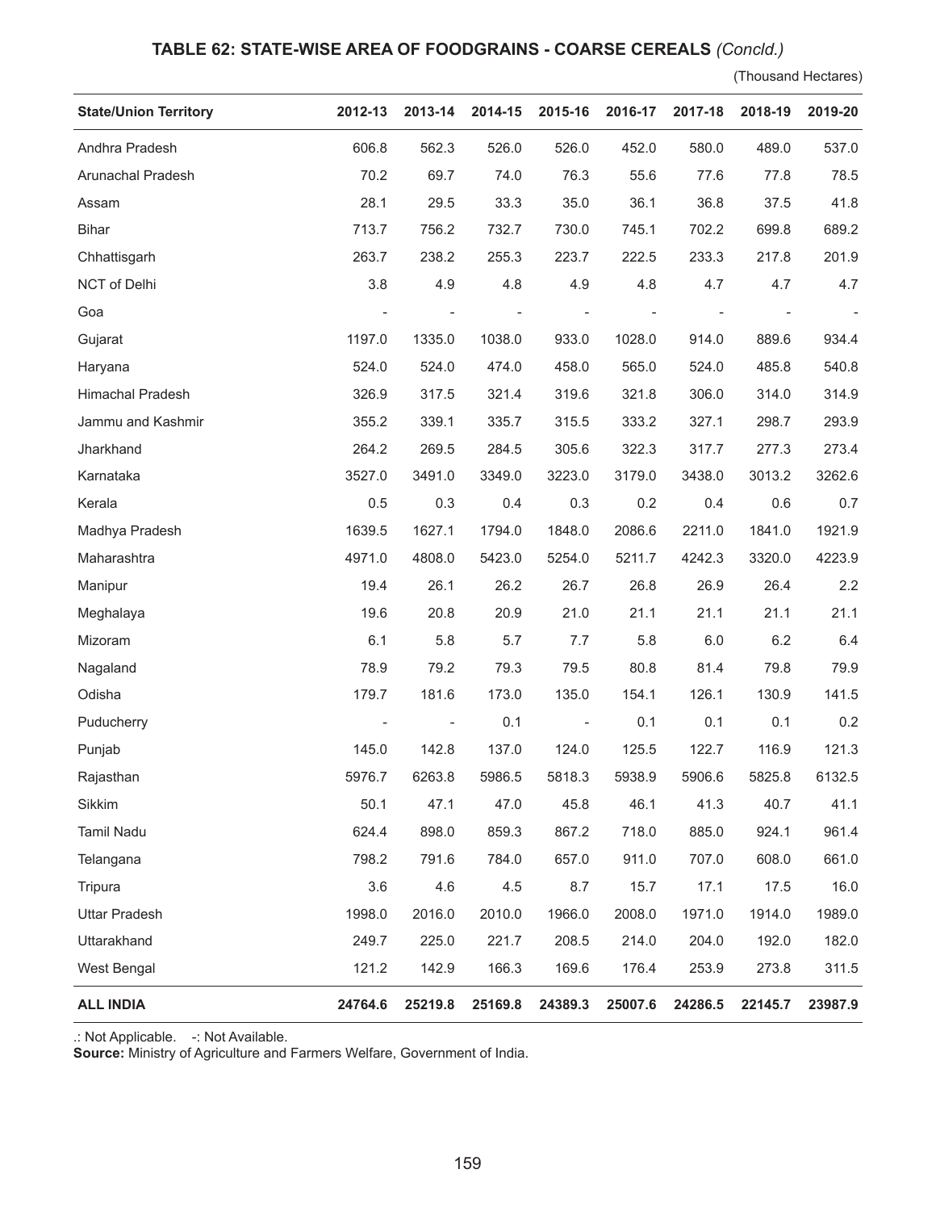## TABLE 62: STATE-WISE AREA OF FOODGRAINS - COARSE CEREALS *(Concld.)*

(Thousand Hectares)

| State/Union Territory | 2012-13 | 2013-14 | 2014-15 | 2015-16 | 2016-17 | 2017-18 | 2018-19 | 2019-20 |
|---|---|---|---|---|---|---|---|---|
| Andhra Pradesh | 606.8 | 562.3 | 526.0 | 526.0 | 452.0 | 580.0 | 489.0 | 537.0 |
| Arunachal Pradesh | 70.2 | 69.7 | 74.0 | 76.3 | 55.6 | 77.6 | 77.8 | 78.5 |
| Assam | 28.1 | 29.5 | 33.3 | 35.0 | 36.1 | 36.8 | 37.5 | 41.8 |
| Bihar | 713.7 | 756.2 | 732.7 | 730.0 | 745.1 | 702.2 | 699.8 | 689.2 |
| Chhattisgarh | 263.7 | 238.2 | 255.3 | 223.7 | 222.5 | 233.3 | 217.8 | 201.9 |
| NCT of Delhi | 3.8 | 4.9 | 4.8 | 4.9 | 4.8 | 4.7 | 4.7 | 4.7 |
| Goa | - | - | - | - | - | - | - | - |
| Gujarat | 1197.0 | 1335.0 | 1038.0 | 933.0 | 1028.0 | 914.0 | 889.6 | 934.4 |
| Haryana | 524.0 | 524.0 | 474.0 | 458.0 | 565.0 | 524.0 | 485.8 | 540.8 |
| Himachal Pradesh | 326.9 | 317.5 | 321.4 | 319.6 | 321.8 | 306.0 | 314.0 | 314.9 |
| Jammu and Kashmir | 355.2 | 339.1 | 335.7 | 315.5 | 333.2 | 327.1 | 298.7 | 293.9 |
| Jharkhand | 264.2 | 269.5 | 284.5 | 305.6 | 322.3 | 317.7 | 277.3 | 273.4 |
| Karnataka | 3527.0 | 3491.0 | 3349.0 | 3223.0 | 3179.0 | 3438.0 | 3013.2 | 3262.6 |
| Kerala | 0.5 | 0.3 | 0.4 | 0.3 | 0.2 | 0.4 | 0.6 | 0.7 |
| Madhya Pradesh | 1639.5 | 1627.1 | 1794.0 | 1848.0 | 2086.6 | 2211.0 | 1841.0 | 1921.9 |
| Maharashtra | 4971.0 | 4808.0 | 5423.0 | 5254.0 | 5211.7 | 4242.3 | 3320.0 | 4223.9 |
| Manipur | 19.4 | 26.1 | 26.2 | 26.7 | 26.8 | 26.9 | 26.4 | 2.2 |
| Meghalaya | 19.6 | 20.8 | 20.9 | 21.0 | 21.1 | 21.1 | 21.1 | 21.1 |
| Mizoram | 6.1 | 5.8 | 5.7 | 7.7 | 5.8 | 6.0 | 6.2 | 6.4 |
| Nagaland | 78.9 | 79.2 | 79.3 | 79.5 | 80.8 | 81.4 | 79.8 | 79.9 |
| Odisha | 179.7 | 181.6 | 173.0 | 135.0 | 154.1 | 126.1 | 130.9 | 141.5 |
| Puducherry | - | - | 0.1 | - | 0.1 | 0.1 | 0.1 | 0.2 |
| Punjab | 145.0 | 142.8 | 137.0 | 124.0 | 125.5 | 122.7 | 116.9 | 121.3 |
| Rajasthan | 5976.7 | 6263.8 | 5986.5 | 5818.3 | 5938.9 | 5906.6 | 5825.8 | 6132.5 |
| Sikkim | 50.1 | 47.1 | 47.0 | 45.8 | 46.1 | 41.3 | 40.7 | 41.1 |
| Tamil Nadu | 624.4 | 898.0 | 859.3 | 867.2 | 718.0 | 885.0 | 924.1 | 961.4 |
| Telangana | 798.2 | 791.6 | 784.0 | 657.0 | 911.0 | 707.0 | 608.0 | 661.0 |
| Tripura | 3.6 | 4.6 | 4.5 | 8.7 | 15.7 | 17.1 | 17.5 | 16.0 |
| Uttar Pradesh | 1998.0 | 2016.0 | 2010.0 | 1966.0 | 2008.0 | 1971.0 | 1914.0 | 1989.0 |
| Uttarakhand | 249.7 | 225.0 | 221.7 | 208.5 | 214.0 | 204.0 | 192.0 | 182.0 |
| West Bengal | 121.2 | 142.9 | 166.3 | 169.6 | 176.4 | 253.9 | 273.8 | 311.5 |
| **ALL INDIA** | **24764.6** | **25219.8** | **25169.8** | **24389.3** | **25007.6** | **24286.5** | **22145.7** | **23987.9** |

.: Not Applicable. -: Not Available.

**Source:** Ministry of Agriculture and Farmers Welfare, Government of India.